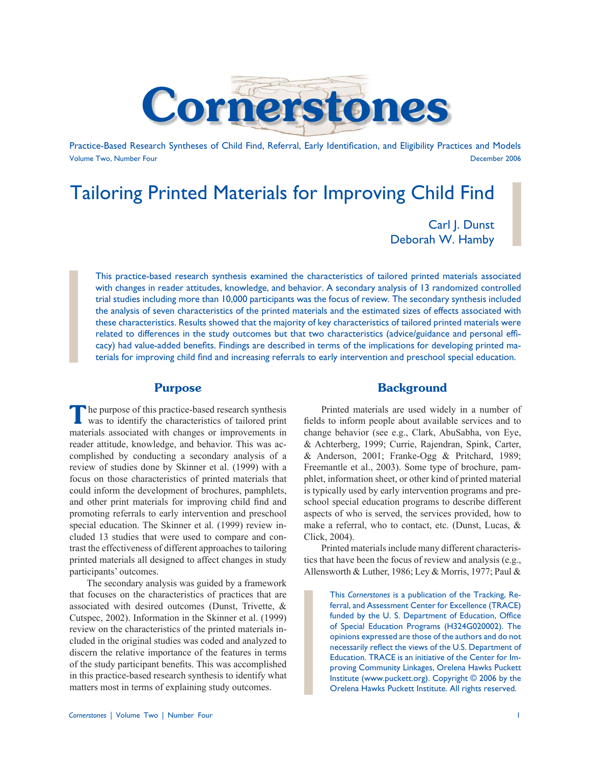# Cornerstones

Practice-Based Research Syntheses of Child Find, Referral, Early Identification, and Eligibility Practices and Models
Volume Two, Number Four December 2006

# Tailoring Printed Materials for Improving Child Find

Carl J. Dunst
Deborah W. Hamby

This practice-based research synthesis examined the characteristics of tailored printed materials associated with changes in reader attitudes, knowledge, and behavior. A secondary analysis of 13 randomized controlled trial studies including more than 10,000 participants was the focus of review. The secondary synthesis included the analysis of seven characteristics of the printed materials and the estimated sizes of effects associated with these characteristics. Results showed that the majority of key characteristics of tailored printed materials were related to differences in the study outcomes but that two characteristics (advice/guidance and personal efficacy) had value-added benefits. Findings are described in terms of the implications for developing printed materials for improving child find and increasing referrals to early intervention and preschool special education.

## Purpose

The purpose of this practice-based research synthesis was to identify the characteristics of tailored print materials associated with changes or improvements in reader attitude, knowledge, and behavior. This was accomplished by conducting a secondary analysis of a review of studies done by Skinner et al. (1999) with a focus on those characteristics of printed materials that could inform the development of brochures, pamphlets, and other print materials for improving child find and promoting referrals to early intervention and preschool special education. The Skinner et al. (1999) review included 13 studies that were used to compare and contrast the effectiveness of different approaches to tailoring printed materials all designed to affect changes in study participants' outcomes.

The secondary analysis was guided by a framework that focuses on the characteristics of practices that are associated with desired outcomes (Dunst, Trivette, & Cutspec, 2002). Information in the Skinner et al. (1999) review on the characteristics of the printed materials included in the original studies was coded and analyzed to discern the relative importance of the features in terms of the study participant benefits. This was accomplished in this practice-based research synthesis to identify what matters most in terms of explaining study outcomes.

## Background

Printed materials are used widely in a number of fields to inform people about available services and to change behavior (see e.g., Clark, AbuSabha, von Eye, & Achterberg, 1999; Currie, Rajendran, Spink, Carter, & Anderson, 2001; Franke-Ogg & Pritchard, 1989; Freemantle et al., 2003). Some type of brochure, pamphlet, information sheet, or other kind of printed material is typically used by early intervention programs and preschool special education programs to describe different aspects of who is served, the services provided, how to make a referral, who to contact, etc. (Dunst, Lucas, & Click, 2004).

Printed materials include many different characteristics that have been the focus of review and analysis (e.g., Allensworth & Luther, 1986; Ley & Morris, 1977; Paul &

This *Cornerstones* is a publication of the Tracking, Referral, and Assessment Center for Excellence (TRACE) funded by the U. S. Department of Education, Office of Special Education Programs (H324G020002). The opinions expressed are those of the authors and do not necessarily reflect the views of the U.S. Department of Education. TRACE is an initiative of the Center for Improving Community Linkages, Orelena Hawks Puckett Institute (www.puckett.org). Copyright © 2006 by the Orelena Hawks Puckett Institute. All rights reserved.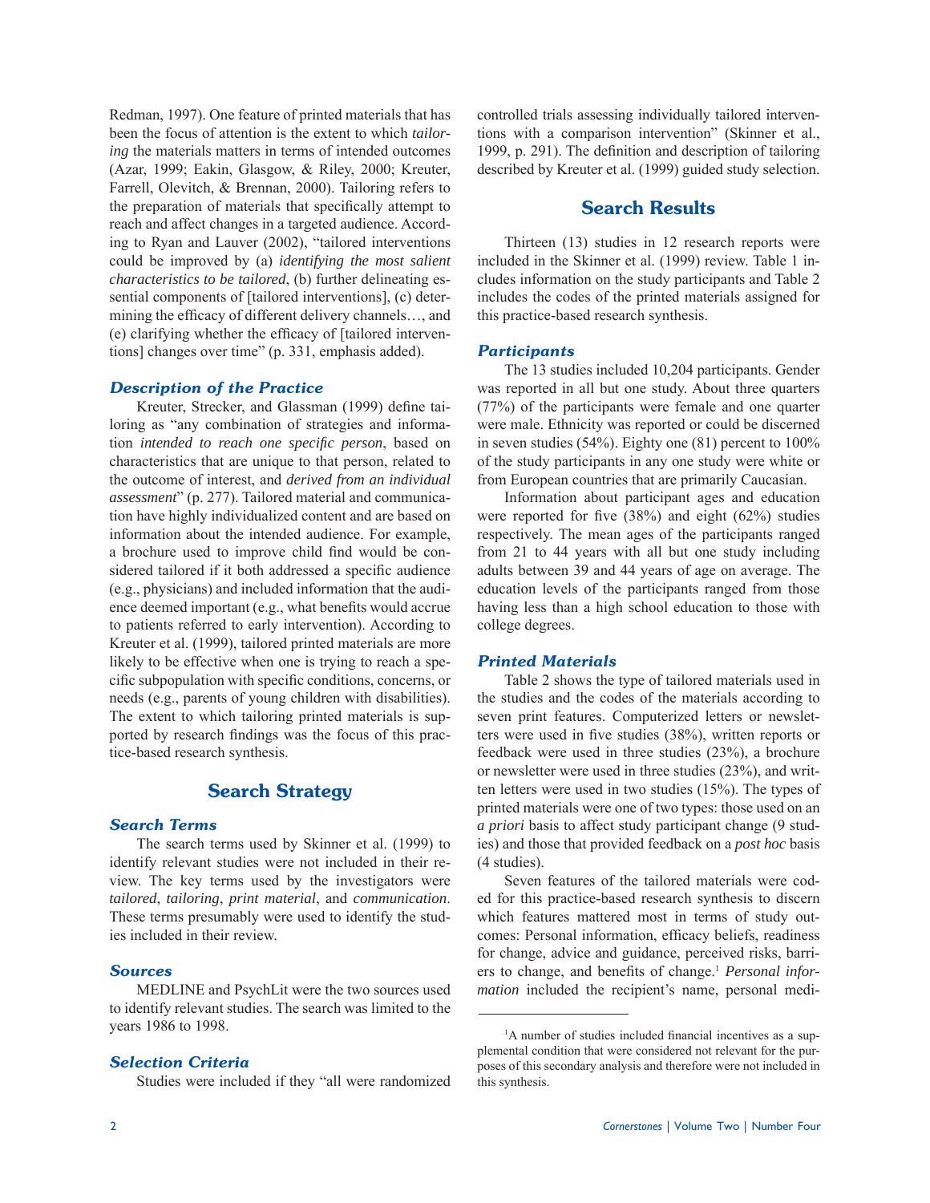Redman, 1997). One feature of printed materials that has been the focus of attention is the extent to which *tailoring* the materials matters in terms of intended outcomes (Azar, 1999; Eakin, Glasgow, & Riley, 2000; Kreuter, Farrell, Olevitch, & Brennan, 2000). Tailoring refers to the preparation of materials that specifically attempt to reach and affect changes in a targeted audience. According to Ryan and Lauver (2002), "tailored interventions could be improved by (a) *identifying the most salient characteristics to be tailored*, (b) further delineating essential components of [tailored interventions], (c) determining the efficacy of different delivery channels…, and (e) clarifying whether the efficacy of [tailored interventions] changes over time" (p. 331, emphasis added).

### Description of the Practice

Kreuter, Strecker, and Glassman (1999) define tailoring as "any combination of strategies and information *intended to reach one specific person*, based on characteristics that are unique to that person, related to the outcome of interest, and *derived from an individual assessment*" (p. 277). Tailored material and communication have highly individualized content and are based on information about the intended audience. For example, a brochure used to improve child find would be considered tailored if it both addressed a specific audience (e.g., physicians) and included information that the audience deemed important (e.g., what benefits would accrue to patients referred to early intervention). According to Kreuter et al. (1999), tailored printed materials are more likely to be effective when one is trying to reach a specific subpopulation with specific conditions, concerns, or needs (e.g., parents of young children with disabilities). The extent to which tailoring printed materials is supported by research findings was the focus of this practice-based research synthesis.

## Search Strategy

### Search Terms

The search terms used by Skinner et al. (1999) to identify relevant studies were not included in their review. The key terms used by the investigators were *tailored*, *tailoring*, *print material*, and *communication*. These terms presumably were used to identify the studies included in their review.

### Sources

MEDLINE and PsychLit were the two sources used to identify relevant studies. The search was limited to the years 1986 to 1998.

### Selection Criteria

Studies were included if they "all were randomized controlled trials assessing individually tailored interventions with a comparison intervention" (Skinner et al., 1999, p. 291). The definition and description of tailoring described by Kreuter et al. (1999) guided study selection.

## Search Results

Thirteen (13) studies in 12 research reports were included in the Skinner et al. (1999) review. Table 1 includes information on the study participants and Table 2 includes the codes of the printed materials assigned for this practice-based research synthesis.

### Participants

The 13 studies included 10,204 participants. Gender was reported in all but one study. About three quarters (77%) of the participants were female and one quarter were male. Ethnicity was reported or could be discerned in seven studies (54%). Eighty one (81) percent to 100% of the study participants in any one study were white or from European countries that are primarily Caucasian.

Information about participant ages and education were reported for five (38%) and eight (62%) studies respectively. The mean ages of the participants ranged from 21 to 44 years with all but one study including adults between 39 and 44 years of age on average. The education levels of the participants ranged from those having less than a high school education to those with college degrees.

### Printed Materials

Table 2 shows the type of tailored materials used in the studies and the codes of the materials according to seven print features. Computerized letters or newsletters were used in five studies (38%), written reports or feedback were used in three studies (23%), a brochure or newsletter were used in three studies (23%), and written letters were used in two studies (15%). The types of printed materials were one of two types: those used on an *a priori* basis to affect study participant change (9 studies) and those that provided feedback on a *post hoc* basis (4 studies).

Seven features of the tailored materials were coded for this practice-based research synthesis to discern which features mattered most in terms of study outcomes: Personal information, efficacy beliefs, readiness for change, advice and guidance, perceived risks, barriers to change, and benefits of change.[1] *Personal information* included the recipient's name, personal medi-

[1] A number of studies included financial incentives as a supplemental condition that were considered not relevant for the purposes of this secondary analysis and therefore were not included in this synthesis.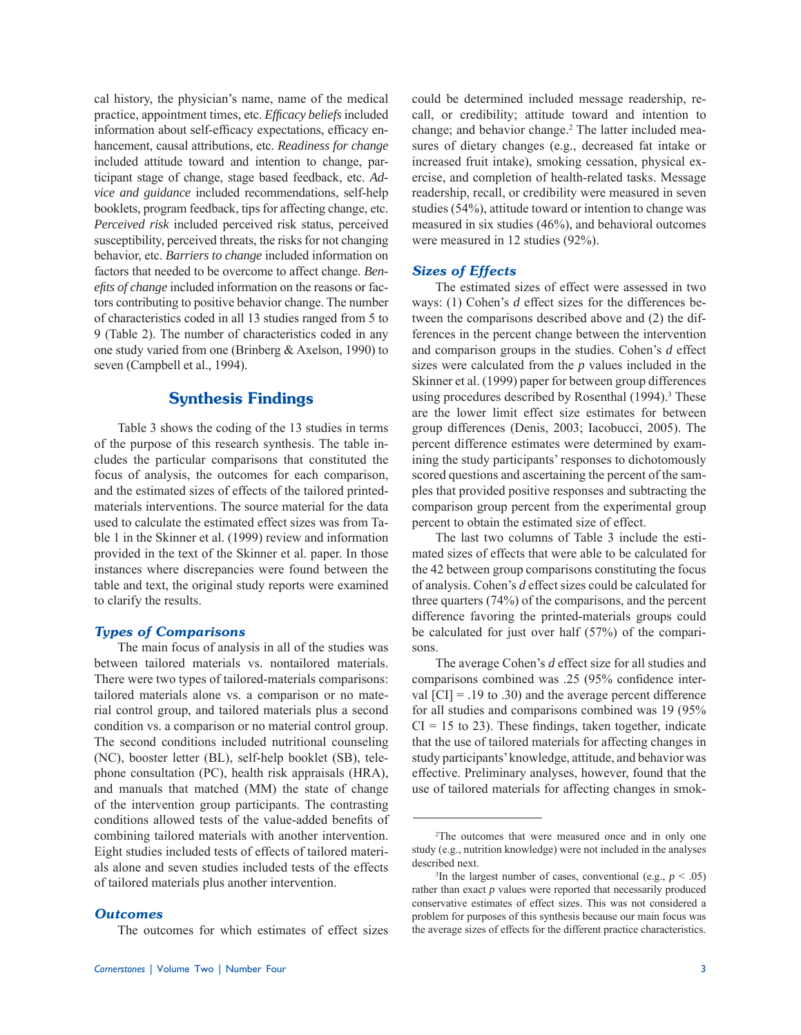cal history, the physician's name, name of the medical practice, appointment times, etc. *Efficacy beliefs* included information about self-efficacy expectations, efficacy enhancement, causal attributions, etc. *Readiness for change* included attitude toward and intention to change, participant stage of change, stage based feedback, etc. *Advice and guidance* included recommendations, self-help booklets, program feedback, tips for affecting change, etc. *Perceived risk* included perceived risk status, perceived susceptibility, perceived threats, the risks for not changing behavior, etc. *Barriers to change* included information on factors that needed to be overcome to affect change. *Benefits of change* included information on the reasons or factors contributing to positive behavior change. The number of characteristics coded in all 13 studies ranged from 5 to 9 (Table 2). The number of characteristics coded in any one study varied from one (Brinberg & Axelson, 1990) to seven (Campbell et al., 1994).

## Synthesis Findings

Table 3 shows the coding of the 13 studies in terms of the purpose of this research synthesis. The table includes the particular comparisons that constituted the focus of analysis, the outcomes for each comparison, and the estimated sizes of effects of the tailored printed-materials interventions. The source material for the data used to calculate the estimated effect sizes was from Table 1 in the Skinner et al. (1999) review and information provided in the text of the Skinner et al. paper. In those instances where discrepancies were found between the table and text, the original study reports were examined to clarify the results.

### *Types of Comparisons*

The main focus of analysis in all of the studies was between tailored materials vs. nontailored materials. There were two types of tailored-materials comparisons: tailored materials alone vs. a comparison or no material control group, and tailored materials plus a second condition vs. a comparison or no material control group. The second conditions included nutritional counseling (NC), booster letter (BL), self-help booklet (SB), telephone consultation (PC), health risk appraisals (HRA), and manuals that matched (MM) the state of change of the intervention group participants. The contrasting conditions allowed tests of the value-added benefits of combining tailored materials with another intervention. Eight studies included tests of effects of tailored materials alone and seven studies included tests of the effects of tailored materials plus another intervention.

### *Outcomes*

The outcomes for which estimates of effect sizes could be determined included message readership, recall, or credibility; attitude toward and intention to change; and behavior change.[2] The latter included measures of dietary changes (e.g., decreased fat intake or increased fruit intake), smoking cessation, physical exercise, and completion of health-related tasks. Message readership, recall, or credibility were measured in seven studies (54%), attitude toward or intention to change was measured in six studies (46%), and behavioral outcomes were measured in 12 studies (92%).

### *Sizes of Effects*

The estimated sizes of effect were assessed in two ways: (1) Cohen's *d* effect sizes for the differences between the comparisons described above and (2) the differences in the percent change between the intervention and comparison groups in the studies. Cohen's *d* effect sizes were calculated from the *p* values included in the Skinner et al. (1999) paper for between group differences using procedures described by Rosenthal (1994).[3] These are the lower limit effect size estimates for between group differences (Denis, 2003; Iacobucci, 2005). The percent difference estimates were determined by examining the study participants' responses to dichotomously scored questions and ascertaining the percent of the samples that provided positive responses and subtracting the comparison group percent from the experimental group percent to obtain the estimated size of effect.

The last two columns of Table 3 include the estimated sizes of effects that were able to be calculated for the 42 between group comparisons constituting the focus of analysis. Cohen's *d* effect sizes could be calculated for three quarters (74%) of the comparisons, and the percent difference favoring the printed-materials groups could be calculated for just over half (57%) of the comparisons.

The average Cohen's *d* effect size for all studies and comparisons combined was .25 (95% confidence interval [CI] = .19 to .30) and the average percent difference for all studies and comparisons combined was 19 (95% CI = 15 to 23). These findings, taken together, indicate that the use of tailored materials for affecting changes in study participants' knowledge, attitude, and behavior was effective. Preliminary analyses, however, found that the use of tailored materials for affecting changes in smok-

---

[2]The outcomes that were measured once and in only one study (e.g., nutrition knowledge) were not included in the analyses described next.

[3]In the largest number of cases, conventional (e.g., $p < .05$) rather than exact *p* values were reported that necessarily produced conservative estimates of effect sizes. This was not considered a problem for purposes of this synthesis because our main focus was the average sizes of effects for the different practice characteristics.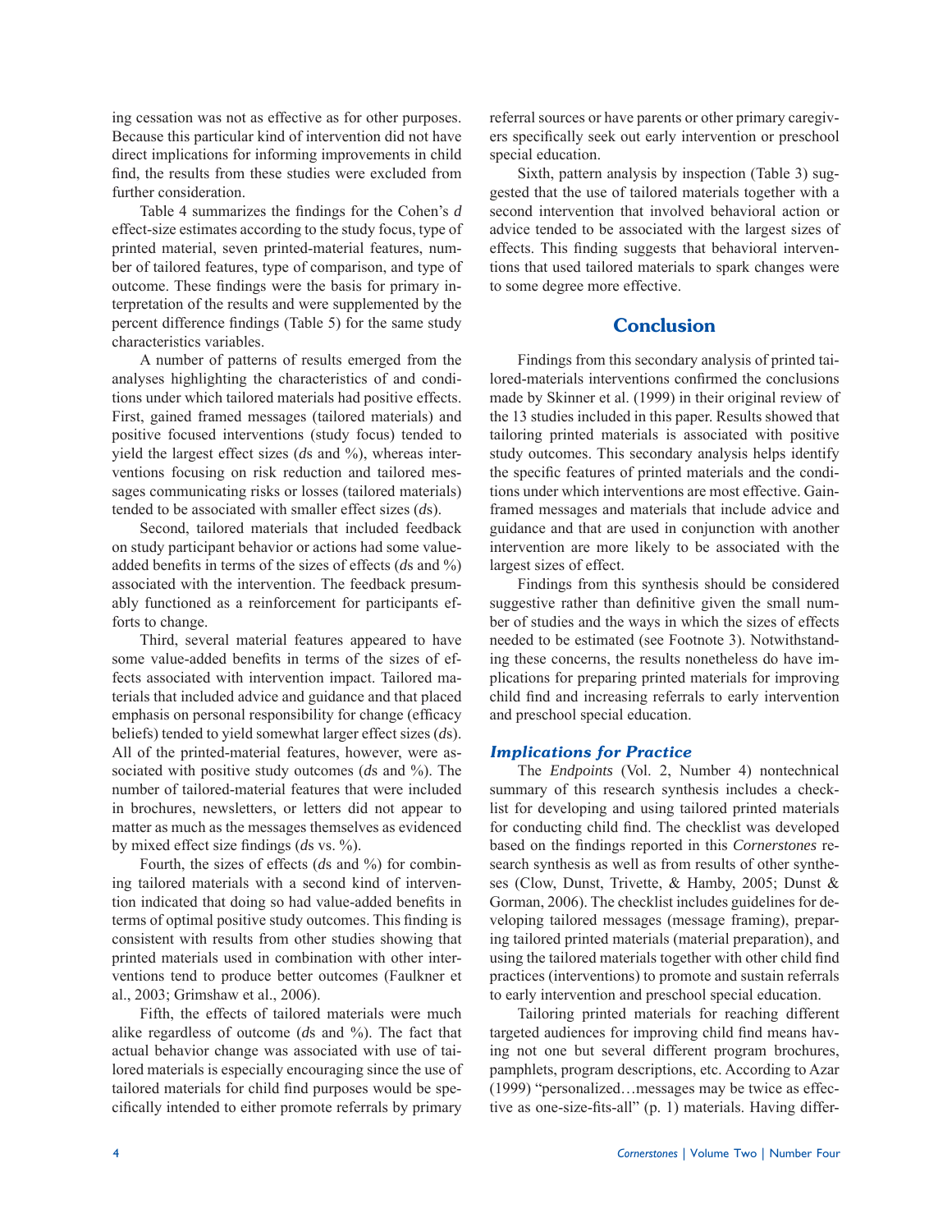ing cessation was not as effective as for other purposes. Because this particular kind of intervention did not have direct implications for informing improvements in child find, the results from these studies were excluded from further consideration.

Table 4 summarizes the findings for the Cohen's *d* effect-size estimates according to the study focus, type of printed material, seven printed-material features, number of tailored features, type of comparison, and type of outcome. These findings were the basis for primary interpretation of the results and were supplemented by the percent difference findings (Table 5) for the same study characteristics variables.

A number of patterns of results emerged from the analyses highlighting the characteristics of and conditions under which tailored materials had positive effects. First, gained framed messages (tailored materials) and positive focused interventions (study focus) tended to yield the largest effect sizes (*d*s and %), whereas interventions focusing on risk reduction and tailored messages communicating risks or losses (tailored materials) tended to be associated with smaller effect sizes (*d*s).

Second, tailored materials that included feedback on study participant behavior or actions had some value-added benefits in terms of the sizes of effects (*d*s and %) associated with the intervention. The feedback presumably functioned as a reinforcement for participants efforts to change.

Third, several material features appeared to have some value-added benefits in terms of the sizes of effects associated with intervention impact. Tailored materials that included advice and guidance and that placed emphasis on personal responsibility for change (efficacy beliefs) tended to yield somewhat larger effect sizes (*d*s). All of the printed-material features, however, were associated with positive study outcomes (*d*s and %). The number of tailored-material features that were included in brochures, newsletters, or letters did not appear to matter as much as the messages themselves as evidenced by mixed effect size findings (*d*s vs. %).

Fourth, the sizes of effects (*d*s and %) for combining tailored materials with a second kind of intervention indicated that doing so had value-added benefits in terms of optimal positive study outcomes. This finding is consistent with results from other studies showing that printed materials used in combination with other interventions tend to produce better outcomes (Faulkner et al., 2003; Grimshaw et al., 2006).

Fifth, the effects of tailored materials were much alike regardless of outcome (*d*s and %). The fact that actual behavior change was associated with use of tailored materials is especially encouraging since the use of tailored materials for child find purposes would be specifically intended to either promote referrals by primary referral sources or have parents or other primary caregivers specifically seek out early intervention or preschool special education.

Sixth, pattern analysis by inspection (Table 3) suggested that the use of tailored materials together with a second intervention that involved behavioral action or advice tended to be associated with the largest sizes of effects. This finding suggests that behavioral interventions that used tailored materials to spark changes were to some degree more effective.

## Conclusion

Findings from this secondary analysis of printed tailored-materials interventions confirmed the conclusions made by Skinner et al. (1999) in their original review of the 13 studies included in this paper. Results showed that tailoring printed materials is associated with positive study outcomes. This secondary analysis helps identify the specific features of printed materials and the conditions under which interventions are most effective. Gain-framed messages and materials that include advice and guidance and that are used in conjunction with another intervention are more likely to be associated with the largest sizes of effect.

Findings from this synthesis should be considered suggestive rather than definitive given the small number of studies and the ways in which the sizes of effects needed to be estimated (see Footnote 3). Notwithstanding these concerns, the results nonetheless do have implications for preparing printed materials for improving child find and increasing referrals to early intervention and preschool special education.

### *Implications for Practice*

The *Endpoints* (Vol. 2, Number 4) nontechnical summary of this research synthesis includes a checklist for developing and using tailored printed materials for conducting child find. The checklist was developed based on the findings reported in this *Cornerstones* research synthesis as well as from results of other syntheses (Clow, Dunst, Trivette, & Hamby, 2005; Dunst & Gorman, 2006). The checklist includes guidelines for developing tailored messages (message framing), preparing tailored printed materials (material preparation), and using the tailored materials together with other child find practices (interventions) to promote and sustain referrals to early intervention and preschool special education.

Tailoring printed materials for reaching different targeted audiences for improving child find means having not one but several different program brochures, pamphlets, program descriptions, etc. According to Azar (1999) "personalized…messages may be twice as effective as one-size-fits-all" (p. 1) materials. Having differ-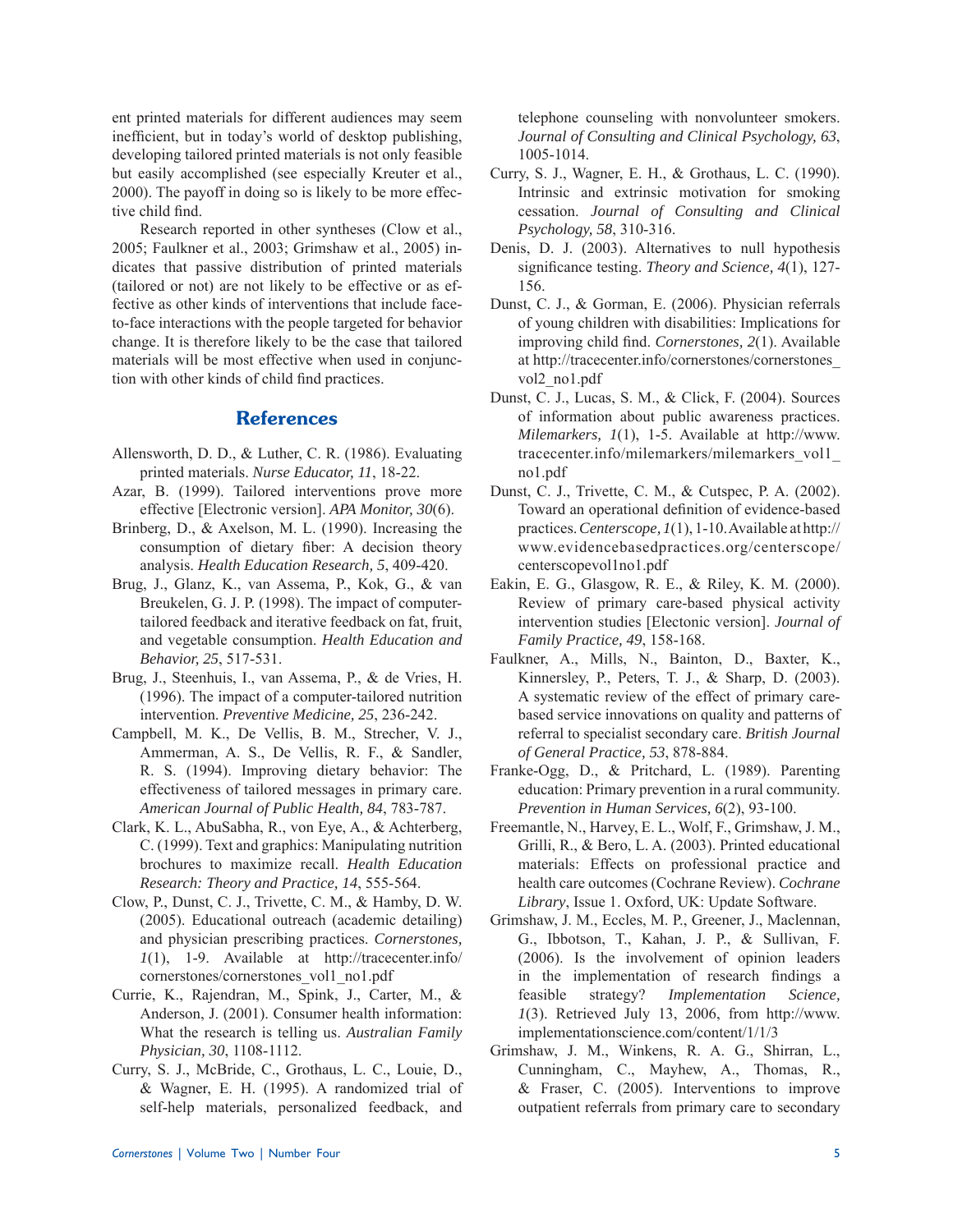ent printed materials for different audiences may seem inefficient, but in today's world of desktop publishing, developing tailored printed materials is not only feasible but easily accomplished (see especially Kreuter et al., 2000). The payoff in doing so is likely to be more effective child find.

Research reported in other syntheses (Clow et al., 2005; Faulkner et al., 2003; Grimshaw et al., 2005) indicates that passive distribution of printed materials (tailored or not) are not likely to be effective or as effective as other kinds of interventions that include face-to-face interactions with the people targeted for behavior change. It is therefore likely to be the case that tailored materials will be most effective when used in conjunction with other kinds of child find practices.

## References

Allensworth, D. D., & Luther, C. R. (1986). Evaluating printed materials. *Nurse Educator, 11*, 18-22.

Azar, B. (1999). Tailored interventions prove more effective [Electronic version]. *APA Monitor, 30*(6).

Brinberg, D., & Axelson, M. L. (1990). Increasing the consumption of dietary fiber: A decision theory analysis. *Health Education Research, 5*, 409-420.

Brug, J., Glanz, K., van Assema, P., Kok, G., & van Breukelen, G. J. P. (1998). The impact of computer-tailored feedback and iterative feedback on fat, fruit, and vegetable consumption. *Health Education and Behavior, 25*, 517-531.

Brug, J., Steenhuis, I., van Assema, P., & de Vries, H. (1996). The impact of a computer-tailored nutrition intervention. *Preventive Medicine, 25*, 236-242.

Campbell, M. K., De Vellis, B. M., Strecher, V. J., Ammerman, A. S., De Vellis, R. F., & Sandler, R. S. (1994). Improving dietary behavior: The effectiveness of tailored messages in primary care. *American Journal of Public Health, 84*, 783-787.

Clark, K. L., AbuSabha, R., von Eye, A., & Achterberg, C. (1999). Text and graphics: Manipulating nutrition brochures to maximize recall. *Health Education Research: Theory and Practice, 14*, 555-564.

Clow, P., Dunst, C. J., Trivette, C. M., & Hamby, D. W. (2005). Educational outreach (academic detailing) and physician prescribing practices. *Cornerstones, 1*(1), 1-9. Available at http://tracecenter.info/cornerstones/cornerstones_vol1_no1.pdf

Currie, K., Rajendran, M., Spink, J., Carter, M., & Anderson, J. (2001). Consumer health information: What the research is telling us. *Australian Family Physician, 30*, 1108-1112.

Curry, S. J., McBride, C., Grothaus, L. C., Louie, D., & Wagner, E. H. (1995). A randomized trial of self-help materials, personalized feedback, and telephone counseling with nonvolunteer smokers. *Journal of Consulting and Clinical Psychology, 63*, 1005-1014.

Curry, S. J., Wagner, E. H., & Grothaus, L. C. (1990). Intrinsic and extrinsic motivation for smoking cessation. *Journal of Consulting and Clinical Psychology, 58*, 310-316.

Denis, D. J. (2003). Alternatives to null hypothesis significance testing. *Theory and Science, 4*(1), 127-156.

Dunst, C. J., & Gorman, E. (2006). Physician referrals of young children with disabilities: Implications for improving child find. *Cornerstones, 2*(1). Available at http://tracecenter.info/cornerstones/cornerstones_vol2_no1.pdf

Dunst, C. J., Lucas, S. M., & Click, F. (2004). Sources of information about public awareness practices. *Milemarkers, 1*(1), 1-5. Available at http://www.tracecenter.info/milemarkers/milemarkers_vol1_no1.pdf

Dunst, C. J., Trivette, C. M., & Cutspec, P. A. (2002). Toward an operational definition of evidence-based practices. *Centerscope, 1*(1), 1-10. Available at http://www.evidencebasedpractices.org/centerscope/centerscopevol1no1.pdf

Eakin, E. G., Glasgow, R. E., & Riley, K. M. (2000). Review of primary care-based physical activity intervention studies [Electonic version]. *Journal of Family Practice, 49*, 158-168.

Faulkner, A., Mills, N., Bainton, D., Baxter, K., Kinnersley, P., Peters, T. J., & Sharp, D. (2003). A systematic review of the effect of primary care-based service innovations on quality and patterns of referral to specialist secondary care. *British Journal of General Practice, 53*, 878-884.

Franke-Ogg, D., & Pritchard, L. (1989). Parenting education: Primary prevention in a rural community. *Prevention in Human Services, 6*(2), 93-100.

Freemantle, N., Harvey, E. L., Wolf, F., Grimshaw, J. M., Grilli, R., & Bero, L. A. (2003). Printed educational materials: Effects on professional practice and health care outcomes (Cochrane Review). *Cochrane Library*, Issue 1. Oxford, UK: Update Software.

Grimshaw, J. M., Eccles, M. P., Greener, J., Maclennan, G., Ibbotson, T., Kahan, J. P., & Sullivan, F. (2006). Is the involvement of opinion leaders in the implementation of research findings a feasible strategy? *Implementation Science, 1*(3). Retrieved July 13, 2006, from http://www.implementationscience.com/content/1/1/3

Grimshaw, J. M., Winkens, R. A. G., Shirran, L., Cunningham, C., Mayhew, A., Thomas, R., & Fraser, C. (2005). Interventions to improve outpatient referrals from primary care to secondary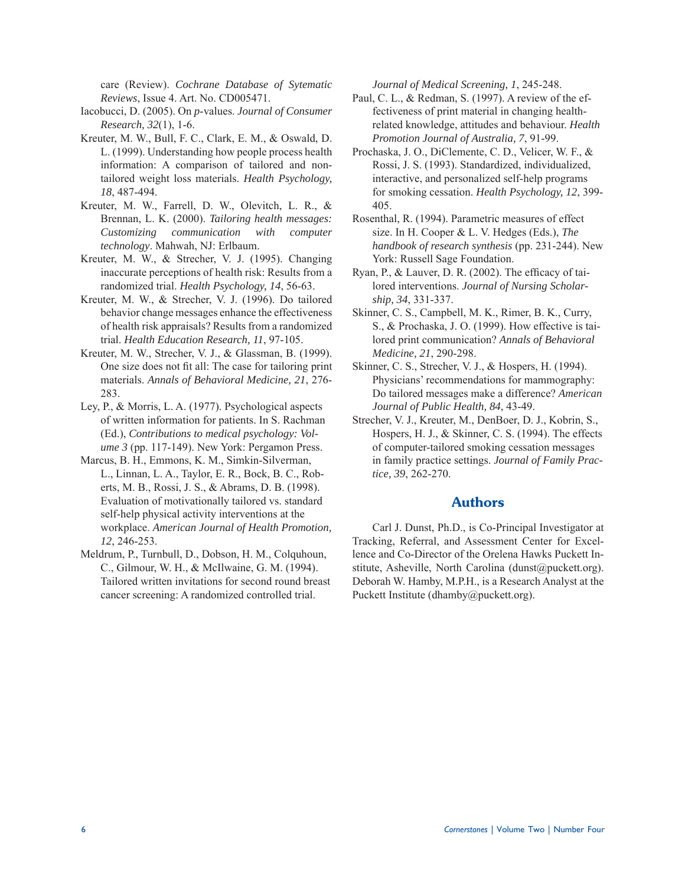care (Review). *Cochrane Database of Sytematic Reviews*, Issue 4. Art. No. CD005471.

Iacobucci, D. (2005). On *p*-values. *Journal of Consumer Research, 32*(1), 1-6.

Kreuter, M. W., Bull, F. C., Clark, E. M., & Oswald, D. L. (1999). Understanding how people process health information: A comparison of tailored and non-tailored weight loss materials. *Health Psychology, 18*, 487-494.

Kreuter, M. W., Farrell, D. W., Olevitch, L. R., & Brennan, L. K. (2000). *Tailoring health messages: Customizing communication with computer technology*. Mahwah, NJ: Erlbaum.

Kreuter, M. W., & Strecher, V. J. (1995). Changing inaccurate perceptions of health risk: Results from a randomized trial. *Health Psychology, 14*, 56-63.

Kreuter, M. W., & Strecher, V. J. (1996). Do tailored behavior change messages enhance the effectiveness of health risk appraisals? Results from a randomized trial. *Health Education Research, 11*, 97-105.

Kreuter, M. W., Strecher, V. J., & Glassman, B. (1999). One size does not fit all: The case for tailoring print materials. *Annals of Behavioral Medicine, 21*, 276-283.

Ley, P., & Morris, L. A. (1977). Psychological aspects of written information for patients. In S. Rachman (Ed.), *Contributions to medical psychology: Volume 3* (pp. 117-149). New York: Pergamon Press.

Marcus, B. H., Emmons, K. M., Simkin-Silverman, L., Linnan, L. A., Taylor, E. R., Bock, B. C., Roberts, M. B., Rossi, J. S., & Abrams, D. B. (1998). Evaluation of motivationally tailored vs. standard self-help physical activity interventions at the workplace. *American Journal of Health Promotion, 12*, 246-253.

Meldrum, P., Turnbull, D., Dobson, H. M., Colquhoun, C., Gilmour, W. H., & McIlwaine, G. M. (1994). Tailored written invitations for second round breast cancer screening: A randomized controlled trial. *Journal of Medical Screening, 1*, 245-248.

Paul, C. L., & Redman, S. (1997). A review of the effectiveness of print material in changing health-related knowledge, attitudes and behaviour. *Health Promotion Journal of Australia, 7*, 91-99.

Prochaska, J. O., DiClemente, C. D., Velicer, W. F., & Rossi, J. S. (1993). Standardized, individualized, interactive, and personalized self-help programs for smoking cessation. *Health Psychology, 12*, 399-405.

Rosenthal, R. (1994). Parametric measures of effect size. In H. Cooper & L. V. Hedges (Eds.), *The handbook of research synthesis* (pp. 231-244). New York: Russell Sage Foundation.

Ryan, P., & Lauver, D. R. (2002). The efficacy of tailored interventions. *Journal of Nursing Scholarship, 34*, 331-337.

Skinner, C. S., Campbell, M. K., Rimer, B. K., Curry, S., & Prochaska, J. O. (1999). How effective is tailored print communication? *Annals of Behavioral Medicine, 21*, 290-298.

Skinner, C. S., Strecher, V. J., & Hospers, H. (1994). Physicians' recommendations for mammography: Do tailored messages make a difference? *American Journal of Public Health, 84*, 43-49.

Strecher, V. J., Kreuter, M., DenBoer, D. J., Kobrin, S., Hospers, H. J., & Skinner, C. S. (1994). The effects of computer-tailored smoking cessation messages in family practice settings. *Journal of Family Practice, 39*, 262-270.

## Authors

Carl J. Dunst, Ph.D., is Co-Principal Investigator at Tracking, Referral, and Assessment Center for Excellence and Co-Director of the Orelena Hawks Puckett Institute, Asheville, North Carolina (dunst@puckett.org). Deborah W. Hamby, M.P.H., is a Research Analyst at the Puckett Institute (dhamby@puckett.org).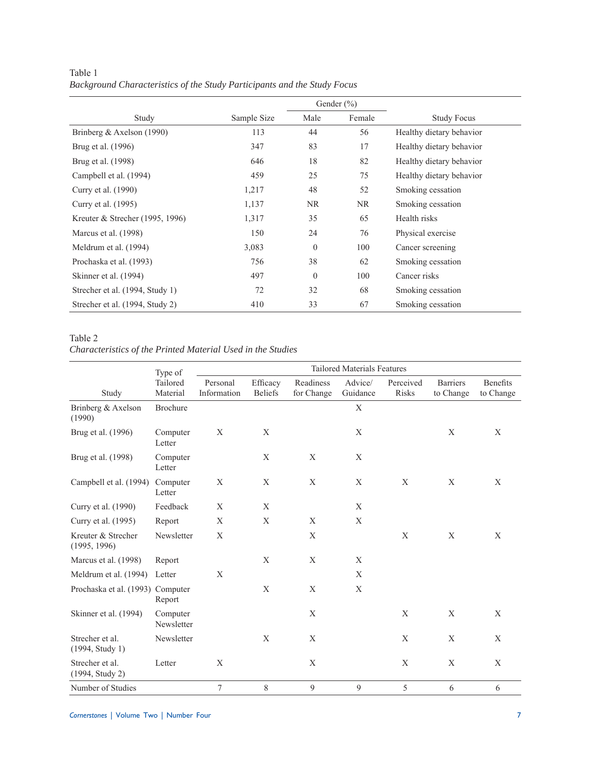Table 1
*Background Characteristics of the Study Participants and the Study Focus*

| Study | Sample Size | Gender (%) | | Study Focus |
|---|---|---|---|---|
| | | Male | Female | |
| Brinberg & Axelson (1990) | 113 | 44 | 56 | Healthy dietary behavior |
| Brug et al. (1996) | 347 | 83 | 17 | Healthy dietary behavior |
| Brug et al. (1998) | 646 | 18 | 82 | Healthy dietary behavior |
| Campbell et al. (1994) | 459 | 25 | 75 | Healthy dietary behavior |
| Curry et al. (1990) | 1,217 | 48 | 52 | Smoking cessation |
| Curry et al. (1995) | 1,137 | NR | NR | Smoking cessation |
| Kreuter & Strecher (1995, 1996) | 1,317 | 35 | 65 | Health risks |
| Marcus et al. (1998) | 150 | 24 | 76 | Physical exercise |
| Meldrum et al. (1994) | 3,083 | 0 | 100 | Cancer screening |
| Prochaska et al. (1993) | 756 | 38 | 62 | Smoking cessation |
| Skinner et al. (1994) | 497 | 0 | 100 | Cancer risks |
| Strecher et al. (1994, Study 1) | 72 | 32 | 68 | Smoking cessation |
| Strecher et al. (1994, Study 2) | 410 | 33 | 67 | Smoking cessation |

Table 2
*Characteristics of the Printed Material Used in the Studies*

| Study | Type of Tailored Material | Tailored Materials Features | | | | | | |
|---|---|---|---|---|---|---|---|---|
| | | Personal Information | Efficacy Beliefs | Readiness for Change | Advice/ Guidance | Perceived Risks | Barriers to Change | Benefits to Change |
| Brinberg & Axelson (1990) | Brochure | | | | X | | | |
| Brug et al. (1996) | Computer Letter | X | X | | X | | X | X |
| Brug et al. (1998) | Computer Letter | | X | X | X | | | |
| Campbell et al. (1994) | Computer Letter | X | X | X | X | X | X | X |
| Curry et al. (1990) | Feedback | X | X | | X | | | |
| Curry et al. (1995) | Report | X | X | X | X | | | |
| Kreuter & Strecher (1995, 1996) | Newsletter | X | | X | | X | X | X |
| Marcus et al. (1998) | Report | | X | X | X | | | |
| Meldrum et al. (1994) | Letter | X | | | X | | | |
| Prochaska et al. (1993) | Computer Report | | X | X | X | | | |
| Skinner et al. (1994) | Computer Newsletter | | | X | | X | X | X |
| Strecher et al. (1994, Study 1) | Newsletter | | X | X | | X | X | X |
| Strecher et al. (1994, Study 2) | Letter | X | | X | | X | X | X |
| Number of Studies | | 7 | 8 | 9 | 9 | 5 | 6 | 6 |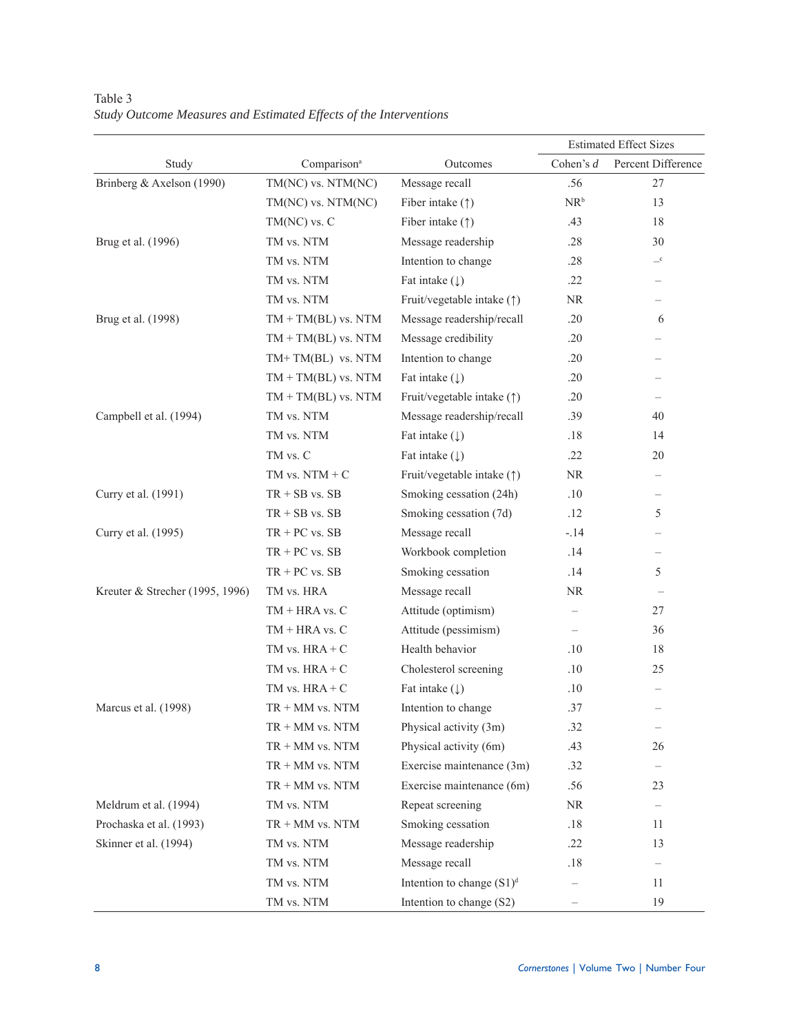Table 3

*Study Outcome Measures and Estimated Effects of the Interventions*

| Study | Comparison[a] | Outcomes | Estimated Effect Sizes | |
|---|---|---|---|---|
| | | | Cohen's *d* | Percent Difference |
| Brinberg & Axelson (1990) | TM(NC) vs. NTM(NC) | Message recall | .56 | 27 |
| | TM(NC) vs. NTM(NC) | Fiber intake (↑) | NR[b] | 13 |
| | TM(NC) vs. C | Fiber intake (↑) | .43 | 18 |
| Brug et al. (1996) | TM vs. NTM | Message readership | .28 | 30 |
| | TM vs. NTM | Intention to change | .28 | –[c] |
| | TM vs. NTM | Fat intake (↓) | .22 | – |
| | TM vs. NTM | Fruit/vegetable intake (↑) | NR | – |
| Brug et al. (1998) | TM + TM(BL) vs. NTM | Message readership/recall | .20 | 6 |
| | TM + TM(BL) vs. NTM | Message credibility | .20 | – |
| | TM+ TM(BL) vs. NTM | Intention to change | .20 | – |
| | TM + TM(BL) vs. NTM | Fat intake (↓) | .20 | – |
| | TM + TM(BL) vs. NTM | Fruit/vegetable intake (↑) | .20 | – |
| Campbell et al. (1994) | TM vs. NTM | Message readership/recall | .39 | 40 |
| | TM vs. NTM | Fat intake (↓) | .18 | 14 |
| | TM vs. C | Fat intake (↓) | .22 | 20 |
| | TM vs. NTM + C | Fruit/vegetable intake (↑) | NR | – |
| Curry et al. (1991) | TR + SB vs. SB | Smoking cessation (24h) | .10 | – |
| | TR + SB vs. SB | Smoking cessation (7d) | .12 | 5 |
| Curry et al. (1995) | TR + PC vs. SB | Message recall | -.14 | – |
| | TR + PC vs. SB | Workbook completion | .14 | – |
| | TR + PC vs. SB | Smoking cessation | .14 | 5 |
| Kreuter & Strecher (1995, 1996) | TM vs. HRA | Message recall | NR | – |
| | TM + HRA vs. C | Attitude (optimism) | – | 27 |
| | TM + HRA vs. C | Attitude (pessimism) | – | 36 |
| | TM vs. HRA + C | Health behavior | .10 | 18 |
| | TM vs. HRA + C | Cholesterol screening | .10 | 25 |
| | TM vs. HRA + C | Fat intake (↓) | .10 | – |
| Marcus et al. (1998) | TR + MM vs. NTM | Intention to change | .37 | – |
| | TR + MM vs. NTM | Physical activity (3m) | .32 | – |
| | TR + MM vs. NTM | Physical activity (6m) | .43 | 26 |
| | TR + MM vs. NTM | Exercise maintenance (3m) | .32 | – |
| | TR + MM vs. NTM | Exercise maintenance (6m) | .56 | 23 |
| Meldrum et al. (1994) | TM vs. NTM | Repeat screening | NR | – |
| Prochaska et al. (1993) | TR + MM vs. NTM | Smoking cessation | .18 | 11 |
| Skinner et al. (1994) | TM vs. NTM | Message readership | .22 | 13 |
| | TM vs. NTM | Message recall | .18 | – |
| | TM vs. NTM | Intention to change (S1)[d] | – | 11 |
| | TM vs. NTM | Intention to change (S2) | – | 19 |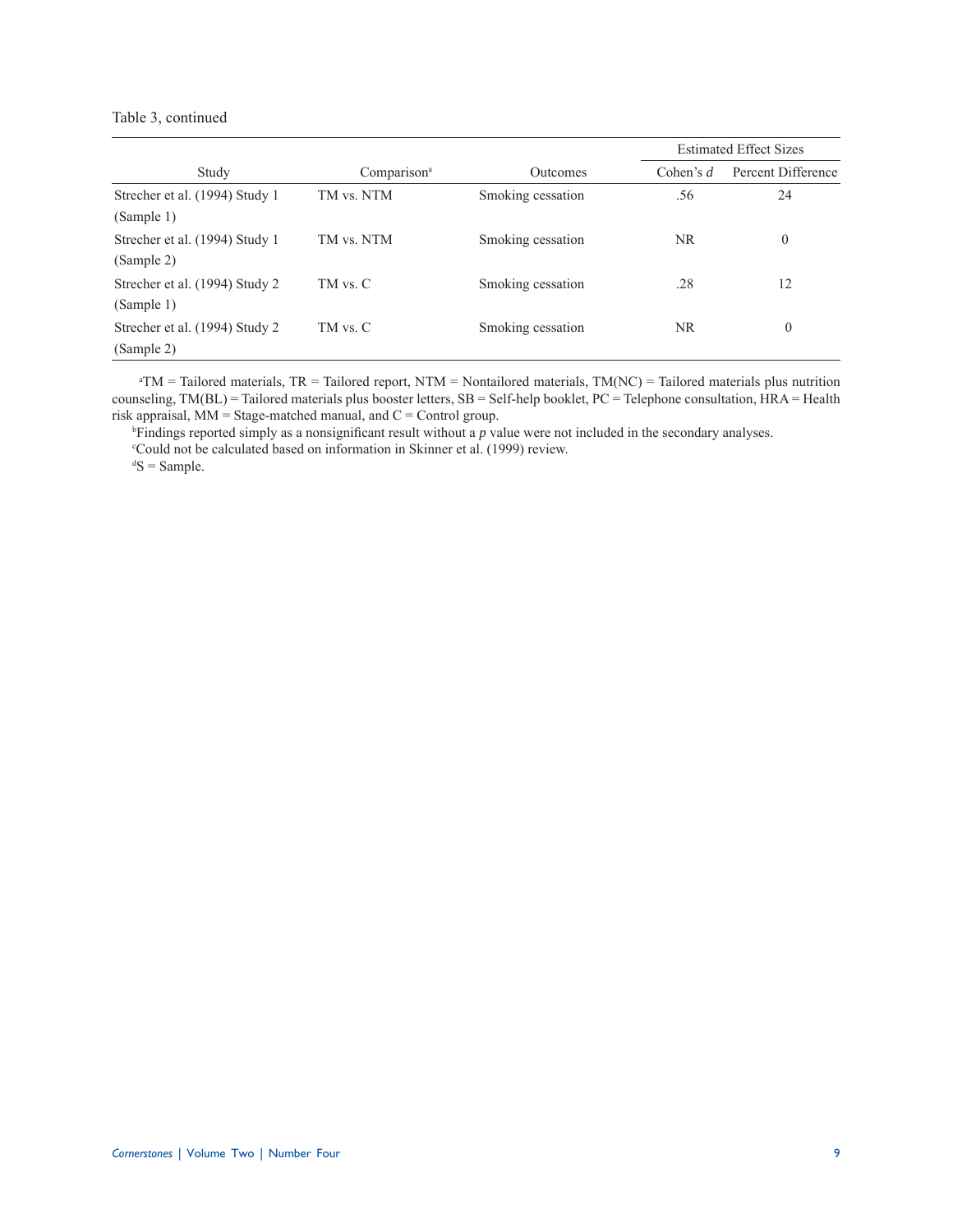Table 3, continued

| Study | Comparison[a] | Outcomes | Estimated Effect Sizes | |
|---|---|---|---|---|
| | | | Cohen's *d* | Percent Difference |
| Strecher et al. (1994) Study 1 (Sample 1) | TM vs. NTM | Smoking cessation | .56 | 24 |
| Strecher et al. (1994) Study 1 (Sample 2) | TM vs. NTM | Smoking cessation | NR | 0 |
| Strecher et al. (1994) Study 2 (Sample 1) | TM vs. C | Smoking cessation | .28 | 12 |
| Strecher et al. (1994) Study 2 (Sample 2) | TM vs. C | Smoking cessation | NR | 0 |

[a]TM = Tailored materials, TR = Tailored report, NTM = Nontailored materials, TM(NC) = Tailored materials plus nutrition counseling, TM(BL) = Tailored materials plus booster letters, SB = Self-help booklet, PC = Telephone consultation, HRA = Health risk appraisal, MM = Stage-matched manual, and C = Control group.

[b]Findings reported simply as a nonsignificant result without a *p* value were not included in the secondary analyses.

[c]Could not be calculated based on information in Skinner et al. (1999) review.

[d]S = Sample.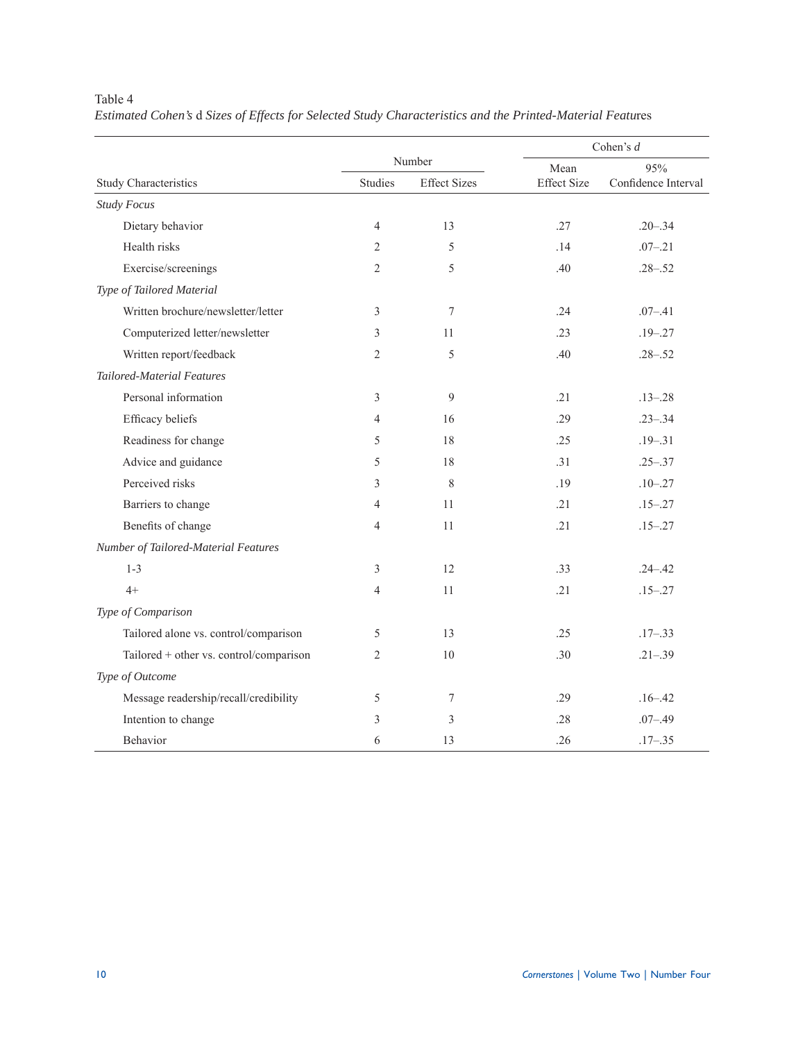Table 4

*Estimated Cohen's* d *Sizes of Effects for Selected Study Characteristics and the Printed-Material Features*

| | Number | | Cohen's *d* | |
|---|---|---|---|---|
| Study Characteristics | Studies | Effect Sizes | Mean Effect Size | 95% Confidence Interval |
| *Study Focus* | | | | |
| Dietary behavior | 4 | 13 | .27 | .20–.34 |
| Health risks | 2 | 5 | .14 | .07–.21 |
| Exercise/screenings | 2 | 5 | .40 | .28–.52 |
| *Type of Tailored Material* | | | | |
| Written brochure/newsletter/letter | 3 | 7 | .24 | .07–.41 |
| Computerized letter/newsletter | 3 | 11 | .23 | .19–.27 |
| Written report/feedback | 2 | 5 | .40 | .28–.52 |
| *Tailored-Material Features* | | | | |
| Personal information | 3 | 9 | .21 | .13–.28 |
| Efficacy beliefs | 4 | 16 | .29 | .23–.34 |
| Readiness for change | 5 | 18 | .25 | .19–.31 |
| Advice and guidance | 5 | 18 | .31 | .25–.37 |
| Perceived risks | 3 | 8 | .19 | .10–.27 |
| Barriers to change | 4 | 11 | .21 | .15–.27 |
| Benefits of change | 4 | 11 | .21 | .15–.27 |
| *Number of Tailored-Material Features* | | | | |
| 1-3 | 3 | 12 | .33 | .24–.42 |
| 4+ | 4 | 11 | .21 | .15–.27 |
| *Type of Comparison* | | | | |
| Tailored alone vs. control/comparison | 5 | 13 | .25 | .17–.33 |
| Tailored + other vs. control/comparison | 2 | 10 | .30 | .21–.39 |
| *Type of Outcome* | | | | |
| Message readership/recall/credibility | 5 | 7 | .29 | .16–.42 |
| Intention to change | 3 | 3 | .28 | .07–.49 |
| Behavior | 6 | 13 | .26 | .17–.35 |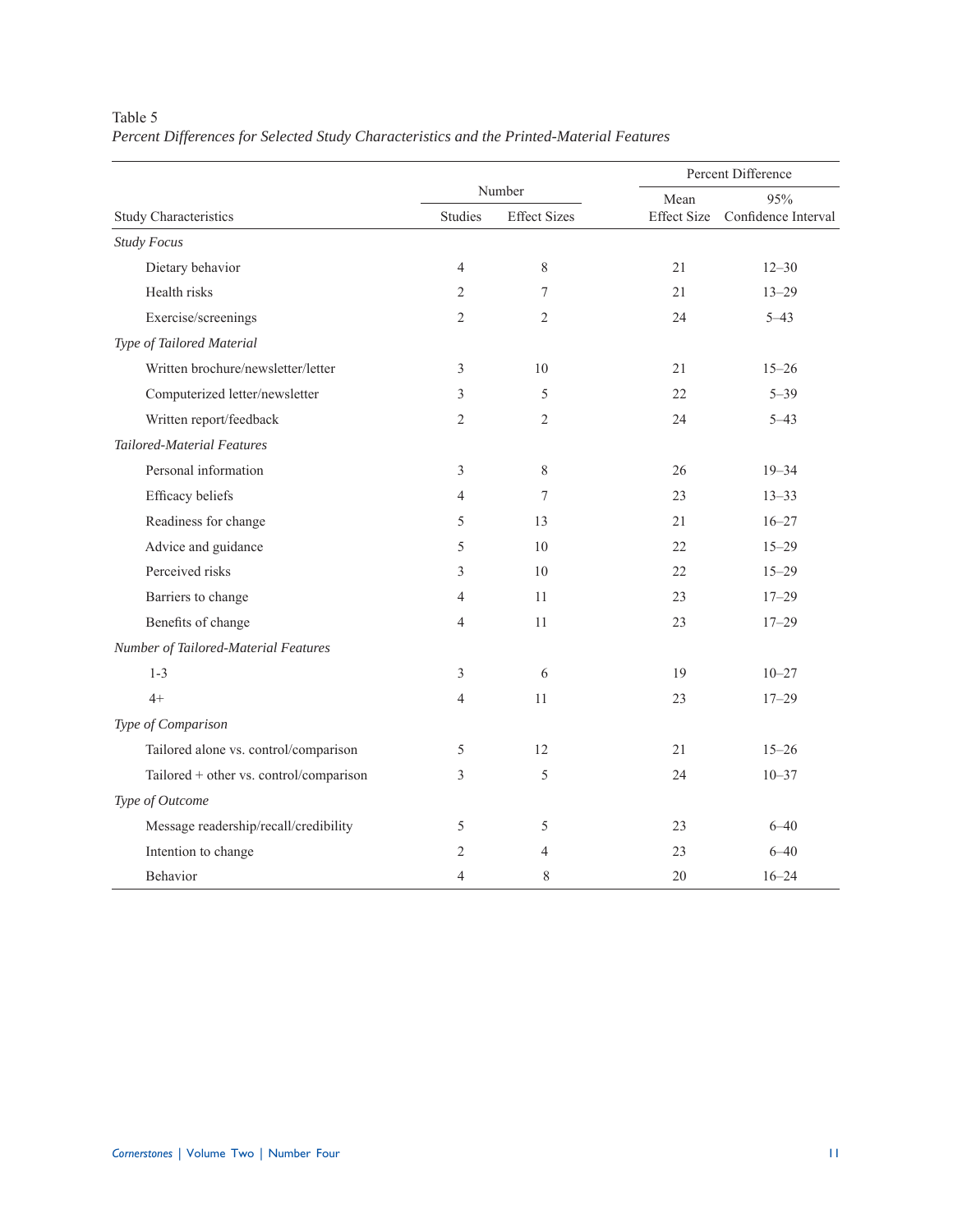Table 5

*Percent Differences for Selected Study Characteristics and the Printed-Material Features*

| Study Characteristics | Number | | Percent Difference | |
|---|---|---|---|---|
| | Studies | Effect Sizes | Mean Effect Size | 95% Confidence Interval |
| *Study Focus* | | | | |
| Dietary behavior | 4 | 8 | 21 | 12–30 |
| Health risks | 2 | 7 | 21 | 13–29 |
| Exercise/screenings | 2 | 2 | 24 | 5–43 |
| *Type of Tailored Material* | | | | |
| Written brochure/newsletter/letter | 3 | 10 | 21 | 15–26 |
| Computerized letter/newsletter | 3 | 5 | 22 | 5–39 |
| Written report/feedback | 2 | 2 | 24 | 5–43 |
| *Tailored-Material Features* | | | | |
| Personal information | 3 | 8 | 26 | 19–34 |
| Efficacy beliefs | 4 | 7 | 23 | 13–33 |
| Readiness for change | 5 | 13 | 21 | 16–27 |
| Advice and guidance | 5 | 10 | 22 | 15–29 |
| Perceived risks | 3 | 10 | 22 | 15–29 |
| Barriers to change | 4 | 11 | 23 | 17–29 |
| Benefits of change | 4 | 11 | 23 | 17–29 |
| *Number of Tailored-Material Features* | | | | |
| 1-3 | 3 | 6 | 19 | 10–27 |
| 4+ | 4 | 11 | 23 | 17–29 |
| *Type of Comparison* | | | | |
| Tailored alone vs. control/comparison | 5 | 12 | 21 | 15–26 |
| Tailored + other vs. control/comparison | 3 | 5 | 24 | 10–37 |
| *Type of Outcome* | | | | |
| Message readership/recall/credibility | 5 | 5 | 23 | 6–40 |
| Intention to change | 2 | 4 | 23 | 6–40 |
| Behavior | 4 | 8 | 20 | 16–24 |